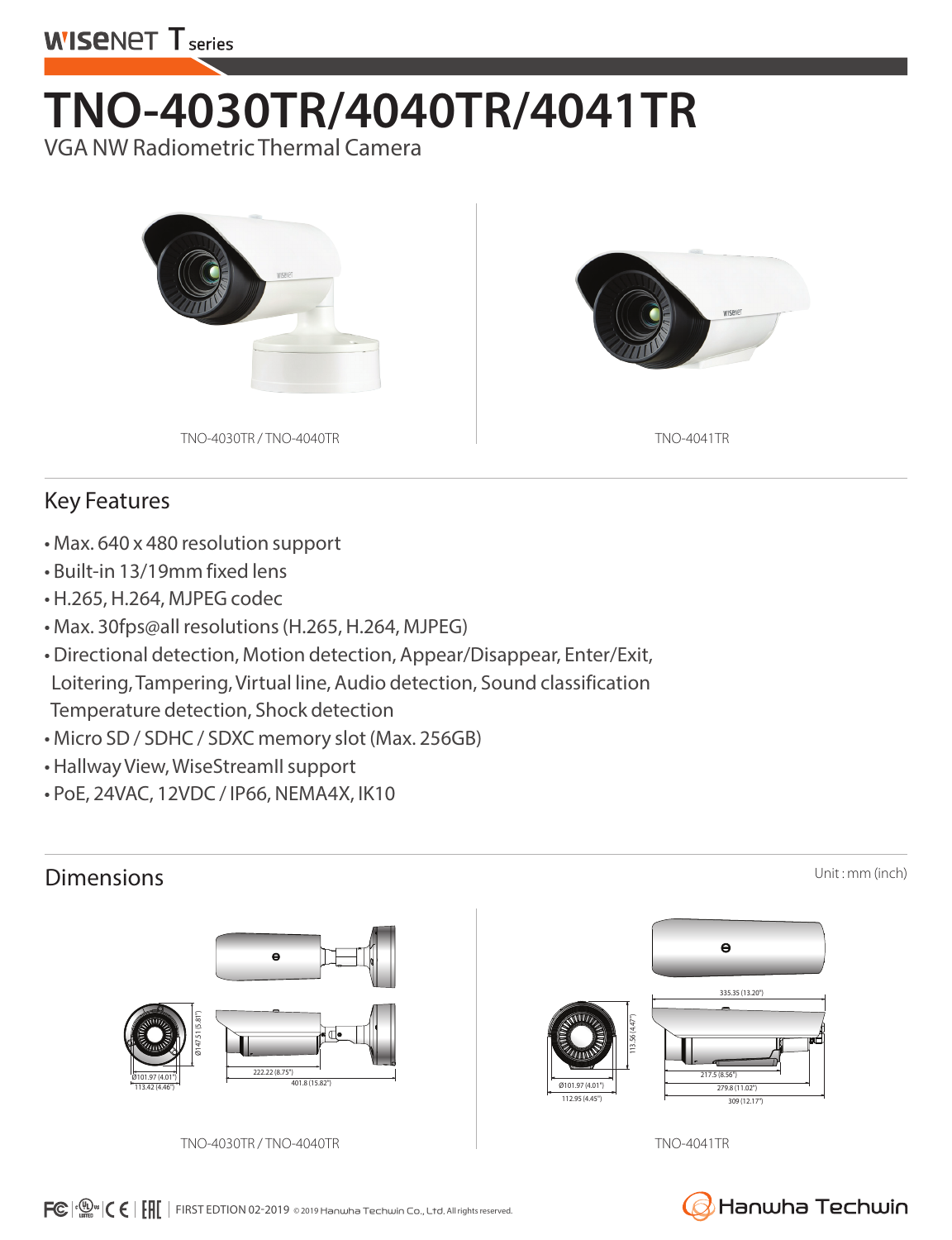WISENET T series

# TNO-4030TR/4040TR/4041TR

VGA NW Radiometric Thermal Camera

TNO-4030TR / TNO-4040TR

TNO-4041TR

## Key Features

- Max. 640 x 480 resolution support
- Built-in 13/19mm fixed lens
- H.265, H.264, MJPEG codec
- Max. 30fps@all resolutions (H.265, H.264, MJPEG)
- Directional detection, Motion detection, Appear/Disappear, Enter/Exit, Loitering, Tampering, Virtual line, Audio detection, Sound classification Temperature detection, Shock detection
- Micro SD / SDHC / SDXC memory slot (Max. 256GB)
- Hallway View, WiseStreamII support
- PoE, 24VAC, 12VDC / IP66, NEMA4X, IK10

## Dimensions

Unit : mm (inch)

Ø147.51 (5.81")
Ø101.97 (4.01")
113.42 (4.46")
222.22 (8.75")
401.8 (15.82")

TNO-4030TR / TNO-4040TR

335.35 (13.20")
113.56 (4.47")
Ø101.97 (4.01")
112.95 (4.45")
217.5 (8.56")
279.8 (11.02")
309 (12.17")

TNO-4041TR

FIRST EDITION 02-2019 © 2019 Hanwha Techwin Co., Ltd. All rights reserved.

Hanwha Techwin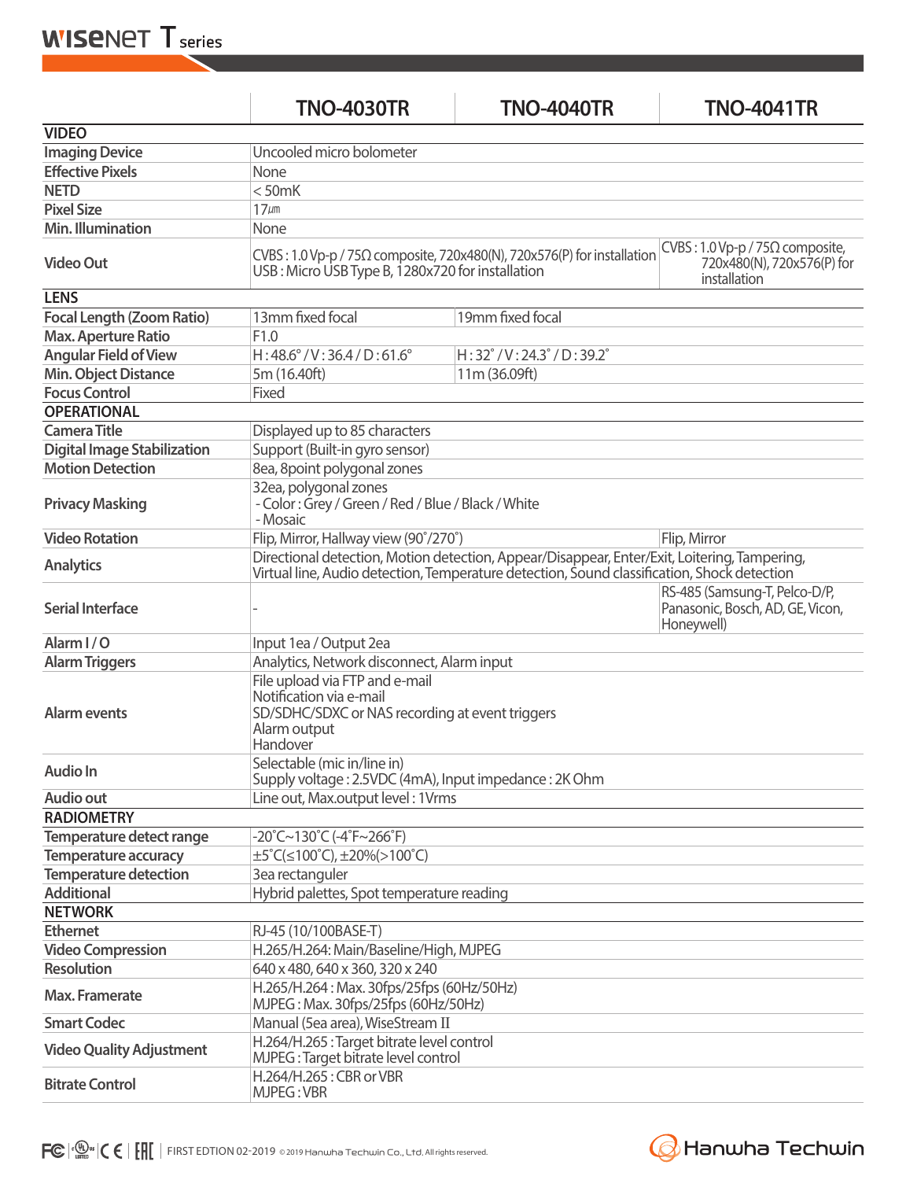| | TNO-4030TR | TNO-4040TR | TNO-4041TR |
|---|---|---|---|
| **VIDEO** | | | |
| Imaging Device | Uncooled micro bolometer | | |
| Effective Pixels | None | | |
| NETD | < 50mK | | |
| Pixel Size | 17㎛ | | |
| Min. Illumination | None | | |
| Video Out | CVBS : 1.0 Vp-p / 75Ω composite, 720x480(N), 720x576(P) for installation<br>USB : Micro USB Type B, 1280x720 for installation | | CVBS : 1.0 Vp-p / 75Ω composite, 720x480(N), 720x576(P) for installation |
| **LENS** | | | |
| Focal Length (Zoom Ratio) | 13mm fixed focal | 19mm fixed focal | |
| Max. Aperture Ratio | F1.0 | | |
| Angular Field of View | H : 48.6° / V : 36.4 / D : 61.6° | H : 32˚ / V : 24.3˚ / D : 39.2˚ | |
| Min. Object Distance | 5m (16.40ft) | 11m (36.09ft) | |
| Focus Control | Fixed | | |
| **OPERATIONAL** | | | |
| Camera Title | Displayed up to 85 characters | | |
| Digital Image Stabilization | Support (Built-in gyro sensor) | | |
| Motion Detection | 8ea, 8point polygonal zones | | |
| Privacy Masking | 32ea, polygonal zones<br>- Color : Grey / Green / Red / Blue / Black / White<br>- Mosaic | | |
| Video Rotation | Flip, Mirror, Hallway view (90˚/270˚) | | Flip, Mirror |
| Analytics | Directional detection, Motion detection, Appear/Disappear, Enter/Exit, Loitering, Tampering, Virtual line, Audio detection, Temperature detection, Sound classification, Shock detection | | |
| Serial Interface | - | | RS-485 (Samsung-T, Pelco-D/P, Panasonic, Bosch, AD, GE, Vicon, Honeywell) |
| Alarm I / O | Input 1ea / Output 2ea | | |
| Alarm Triggers | Analytics, Network disconnect, Alarm input | | |
| Alarm events | File upload via FTP and e-mail<br>Notification via e-mail<br>SD/SDHC/SDXC or NAS recording at event triggers<br>Alarm output<br>Handover | | |
| Audio In | Selectable (mic in/line in)<br>Supply voltage : 2.5VDC (4mA), Input impedance : 2K Ohm | | |
| Audio out | Line out, Max.output level : 1Vrms | | |
| **RADIOMETRY** | | | |
| Temperature detect range | -20˚C~130˚C (-4˚F~266˚F) | | |
| Temperature accuracy | ±5˚C(≤100˚C), ±20%(>100˚C) | | |
| Temperature detection | 3ea rectanguler | | |
| Additional | Hybrid palettes, Spot temperature reading | | |
| **NETWORK** | | | |
| Ethernet | RJ-45 (10/100BASE-T) | | |
| Video Compression | H.265/H.264: Main/Baseline/High, MJPEG | | |
| Resolution | 640 x 480, 640 x 360, 320 x 240 | | |
| Max. Framerate | H.265/H.264 : Max. 30fps/25fps (60Hz/50Hz)<br>MJPEG : Max. 30fps/25fps (60Hz/50Hz) | | |
| Smart Codec | Manual (5ea area), WiseStream II | | |
| Video Quality Adjustment | H.264/H.265 : Target bitrate level control<br>MJPEG : Target bitrate level control | | |
| Bitrate Control | H.264/H.265 : CBR or VBR<br>MJPEG : VBR | | |

FIRST EDITION 02-2019 © 2019 Hanwha Techwin Co., Ltd. All rights reserved.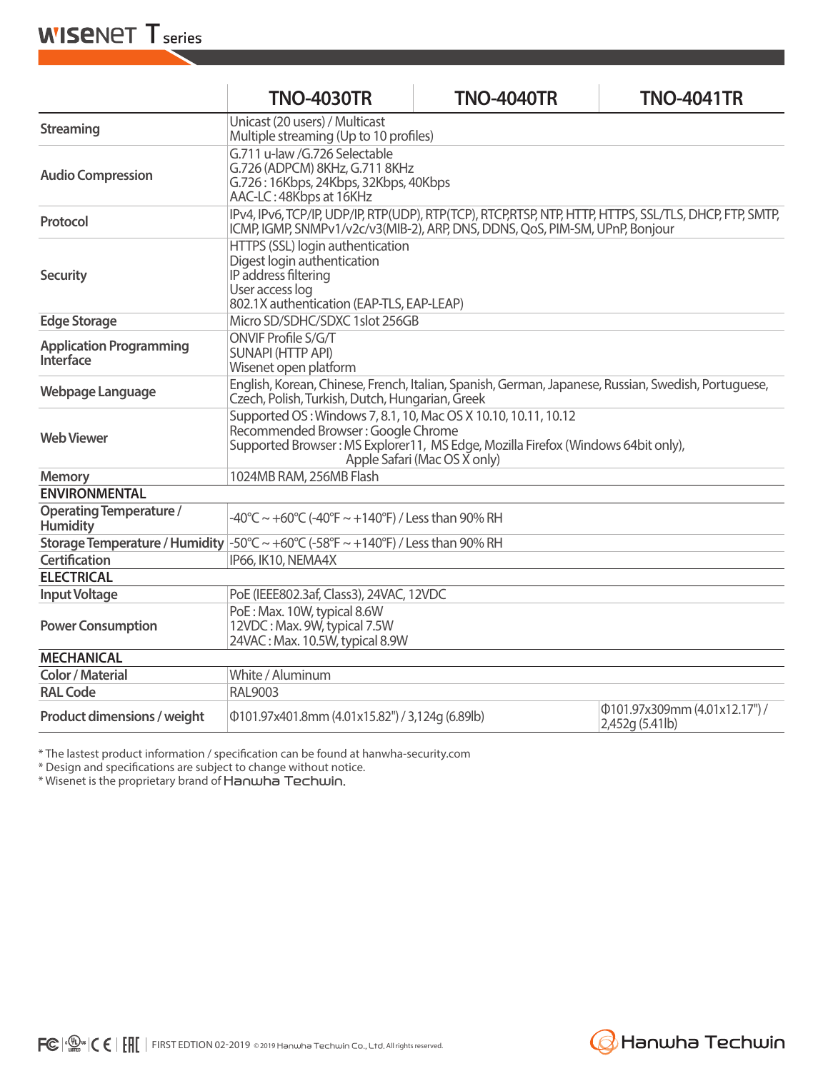| | TNO-4030TR | TNO-4040TR | TNO-4041TR |
|---|---|---|---|
| Streaming | Unicast (20 users) / Multicast<br>Multiple streaming (Up to 10 profiles) | | |
| Audio Compression | G.711 u-law /G.726 Selectable<br>G.726 (ADPCM) 8KHz, G.711 8KHz<br>G.726 : 16Kbps, 24Kbps, 32Kbps, 40Kbps<br>AAC-LC : 48Kbps at 16KHz | | |
| Protocol | IPv4, IPv6, TCP/IP, UDP/IP, RTP(UDP), RTP(TCP), RTCP,RTSP, NTP, HTTP, HTTPS, SSL/TLS, DHCP, FTP, SMTP, ICMP, IGMP, SNMPv1/v2c/v3(MIB-2), ARP, DNS, DDNS, QoS, PIM-SM, UPnP, Bonjour | | |
| Security | HTTPS (SSL) login authentication<br>Digest login authentication<br>IP address filtering<br>User access log<br>802.1X authentication (EAP-TLS, EAP-LEAP) | | |
| Edge Storage | Micro SD/SDHC/SDXC 1slot 256GB | | |
| Application Programming Interface | ONVIF Profile S/G/T<br>SUNAPI (HTTP API)<br>Wisenet open platform | | |
| Webpage Language | English, Korean, Chinese, French, Italian, Spanish, German, Japanese, Russian, Swedish, Portuguese, Czech, Polish, Turkish, Dutch, Hungarian, Greek | | |
| Web Viewer | Supported OS : Windows 7, 8.1, 10, Mac OS X 10.10, 10.11, 10.12<br>Recommended Browser : Google Chrome<br>Supported Browser : MS Explorer11, MS Edge, Mozilla Firefox (Windows 64bit only), Apple Safari (Mac OS X only) | | |
| Memory | 1024MB RAM, 256MB Flash | | |
| **ENVIRONMENTAL** | | | |
| Operating Temperature / Humidity | -40°C ~ +60°C (-40°F ~ +140°F) / Less than 90% RH | | |
| Storage Temperature / Humidity | -50°C ~ +60°C (-58°F ~ +140°F) / Less than 90% RH | | |
| Certification | IP66, IK10, NEMA4X | | |
| **ELECTRICAL** | | | |
| Input Voltage | PoE (IEEE802.3af, Class3), 24VAC, 12VDC | | |
| Power Consumption | PoE : Max. 10W, typical 8.6W<br>12VDC : Max. 9W, typical 7.5W<br>24VAC : Max. 10.5W, typical 8.9W | | |
| **MECHANICAL** | | | |
| Color / Material | White / Aluminum | | |
| RAL Code | RAL9003 | | |
| Product dimensions / weight | Φ101.97x401.8mm (4.01x15.82") / 3,124g (6.89lb) | | Φ101.97x309mm (4.01x12.17") / 2,452g (5.41lb) |

* The lastest product information / specification can be found at hanwha-security.com
* Design and specifications are subject to change without notice.
* Wisenet is the proprietary brand of Hanwha Techwin.

FIRST EDITION 02-2019 © 2019 Hanwha Techwin Co., Ltd. All rights reserved.